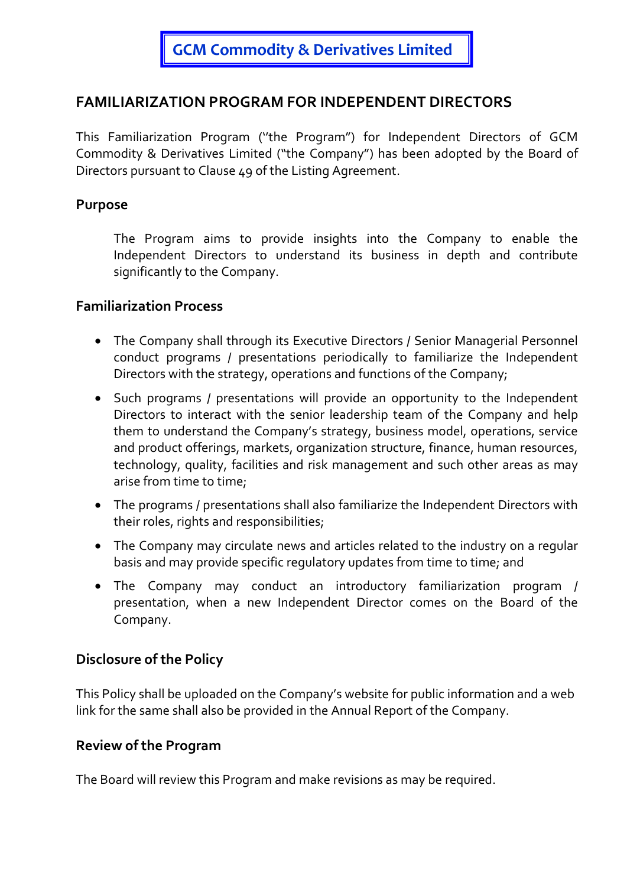# GCM Commodity & Derivatives Limited

## FAMILIARIZATION PROGRAM FOR INDEPENDENT DIRECTORS

This Familiarization Program ("the Program") for Independent Directors of GCM Commodity & Derivatives Limited ("the Company") has been adopted by the Board of Directors pursuant to Clause 49 of the Listing Agreement.

### Purpose

The Program aims to provide insights into the Company to enable the Independent Directors to understand its business in depth and contribute significantly to the Company.

### Familiarization Process

- The Company shall through its Executive Directors / Senior Managerial Personnel conduct programs / presentations periodically to familiarize the Independent Directors with the strategy, operations and functions of the Company;
- Such programs / presentations will provide an opportunity to the Independent Directors to interact with the senior leadership team of the Company and help them to understand the Company's strategy, business model, operations, service and product offerings, markets, organization structure, finance, human resources, technology, quality, facilities and risk management and such other areas as may arise from time to time;
- The programs / presentations shall also familiarize the Independent Directors with their roles, rights and responsibilities;
- The Company may circulate news and articles related to the industry on a regular basis and may provide specific regulatory updates from time to time; and
- The Company may conduct an introductory familiarization program / presentation, when a new Independent Director comes on the Board of the Company.

### Disclosure of the Policy

This Policy shall be uploaded on the Company's website for public information and a web link for the same shall also be provided in the Annual Report of the Company.

### Review of the Program

The Board will review this Program and make revisions as may be required.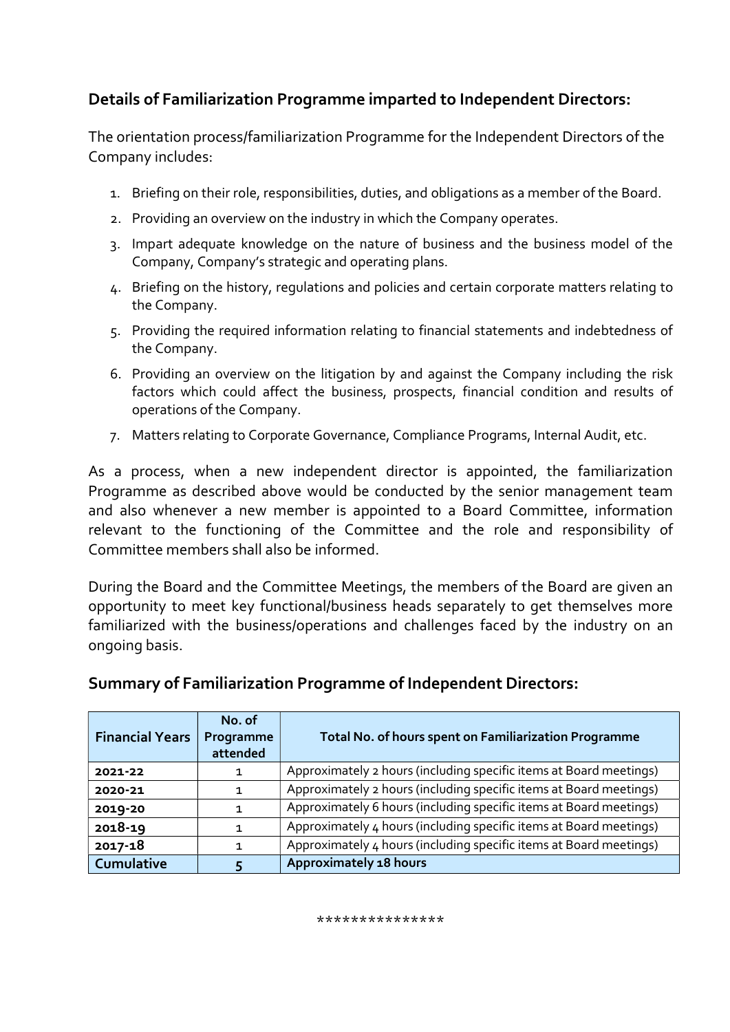## Details of Familiarization Programme imparted to Independent Directors:

The orientation process/familiarization Programme for the Independent Directors of the Company includes:

1. Briefing on their role, responsibilities, duties, and obligations as a member of the Board.
2. Providing an overview on the industry in which the Company operates.
3. Impart adequate knowledge on the nature of business and the business model of the Company, Company's strategic and operating plans.
4. Briefing on the history, regulations and policies and certain corporate matters relating to the Company.
5. Providing the required information relating to financial statements and indebtedness of the Company.
6. Providing an overview on the litigation by and against the Company including the risk factors which could affect the business, prospects, financial condition and results of operations of the Company.
7. Matters relating to Corporate Governance, Compliance Programs, Internal Audit, etc.

As a process, when a new independent director is appointed, the familiarization Programme as described above would be conducted by the senior management team and also whenever a new member is appointed to a Board Committee, information relevant to the functioning of the Committee and the role and responsibility of Committee members shall also be informed.

During the Board and the Committee Meetings, the members of the Board are given an opportunity to meet key functional/business heads separately to get themselves more familiarized with the business/operations and challenges faced by the industry on an ongoing basis.

## Summary of Familiarization Programme of Independent Directors:

| Financial Years | No. of Programme attended | Total No. of hours spent on Familiarization Programme |
|---|---|---|
| **2021-22** | 1 | Approximately 2 hours (including specific items at Board meetings) |
| **2020-21** | 1 | Approximately 2 hours (including specific items at Board meetings) |
| **2019-20** | 1 | Approximately 6 hours (including specific items at Board meetings) |
| **2018-19** | 1 | Approximately 4 hours (including specific items at Board meetings) |
| **2017-18** | 1 | Approximately 4 hours (including specific items at Board meetings) |
| **Cumulative** | **5** | **Approximately 18 hours** |

***************